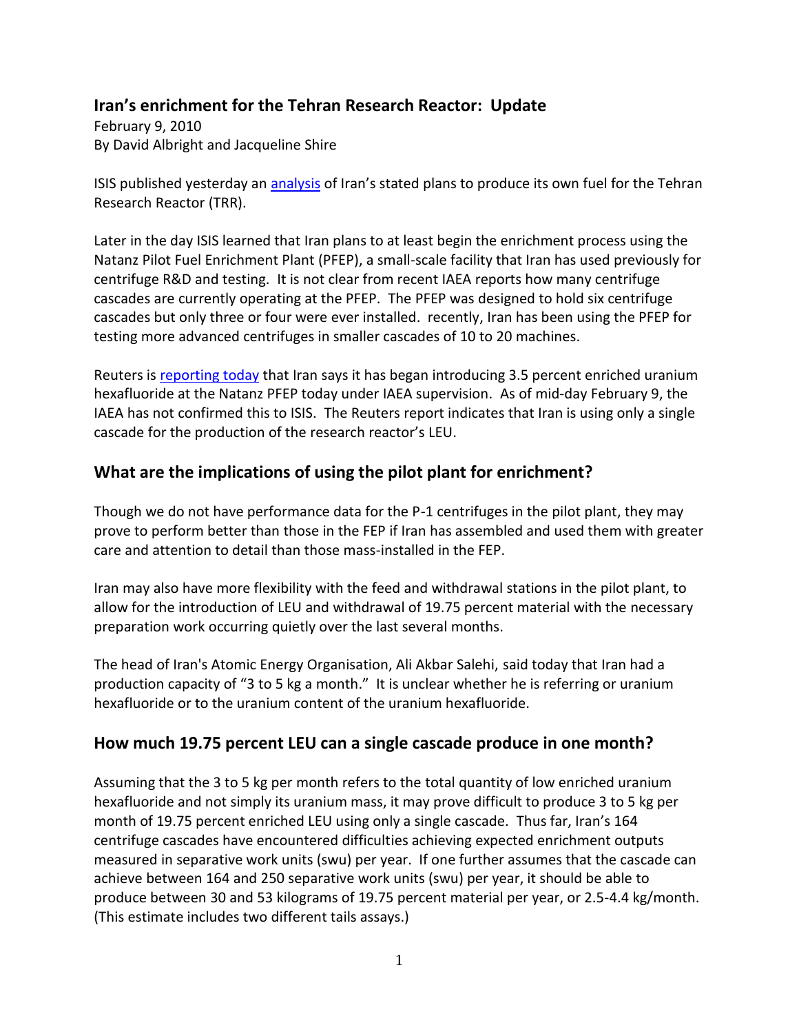## Iran's enrichment for the Tehran Research Reactor: Update

February 9, 2010
By David Albright and Jacqueline Shire

ISIS published yesterday an analysis of Iran's stated plans to produce its own fuel for the Tehran Research Reactor (TRR).

Later in the day ISIS learned that Iran plans to at least begin the enrichment process using the Natanz Pilot Fuel Enrichment Plant (PFEP), a small-scale facility that Iran has used previously for centrifuge R&D and testing. It is not clear from recent IAEA reports how many centrifuge cascades are currently operating at the PFEP. The PFEP was designed to hold six centrifuge cascades but only three or four were ever installed. recently, Iran has been using the PFEP for testing more advanced centrifuges in smaller cascades of 10 to 20 machines.

Reuters is reporting today that Iran says it has began introducing 3.5 percent enriched uranium hexafluoride at the Natanz PFEP today under IAEA supervision. As of mid-day February 9, the IAEA has not confirmed this to ISIS. The Reuters report indicates that Iran is using only a single cascade for the production of the research reactor's LEU.

## What are the implications of using the pilot plant for enrichment?

Though we do not have performance data for the P-1 centrifuges in the pilot plant, they may prove to perform better than those in the FEP if Iran has assembled and used them with greater care and attention to detail than those mass-installed in the FEP.

Iran may also have more flexibility with the feed and withdrawal stations in the pilot plant, to allow for the introduction of LEU and withdrawal of 19.75 percent material with the necessary preparation work occurring quietly over the last several months.

The head of Iran's Atomic Energy Organisation, Ali Akbar Salehi, said today that Iran had a production capacity of "3 to 5 kg a month." It is unclear whether he is referring or uranium hexafluoride or to the uranium content of the uranium hexafluoride.

## How much 19.75 percent LEU can a single cascade produce in one month?

Assuming that the 3 to 5 kg per month refers to the total quantity of low enriched uranium hexafluoride and not simply its uranium mass, it may prove difficult to produce 3 to 5 kg per month of 19.75 percent enriched LEU using only a single cascade. Thus far, Iran's 164 centrifuge cascades have encountered difficulties achieving expected enrichment outputs measured in separative work units (swu) per year. If one further assumes that the cascade can achieve between 164 and 250 separative work units (swu) per year, it should be able to produce between 30 and 53 kilograms of 19.75 percent material per year, or 2.5-4.4 kg/month. (This estimate includes two different tails assays.)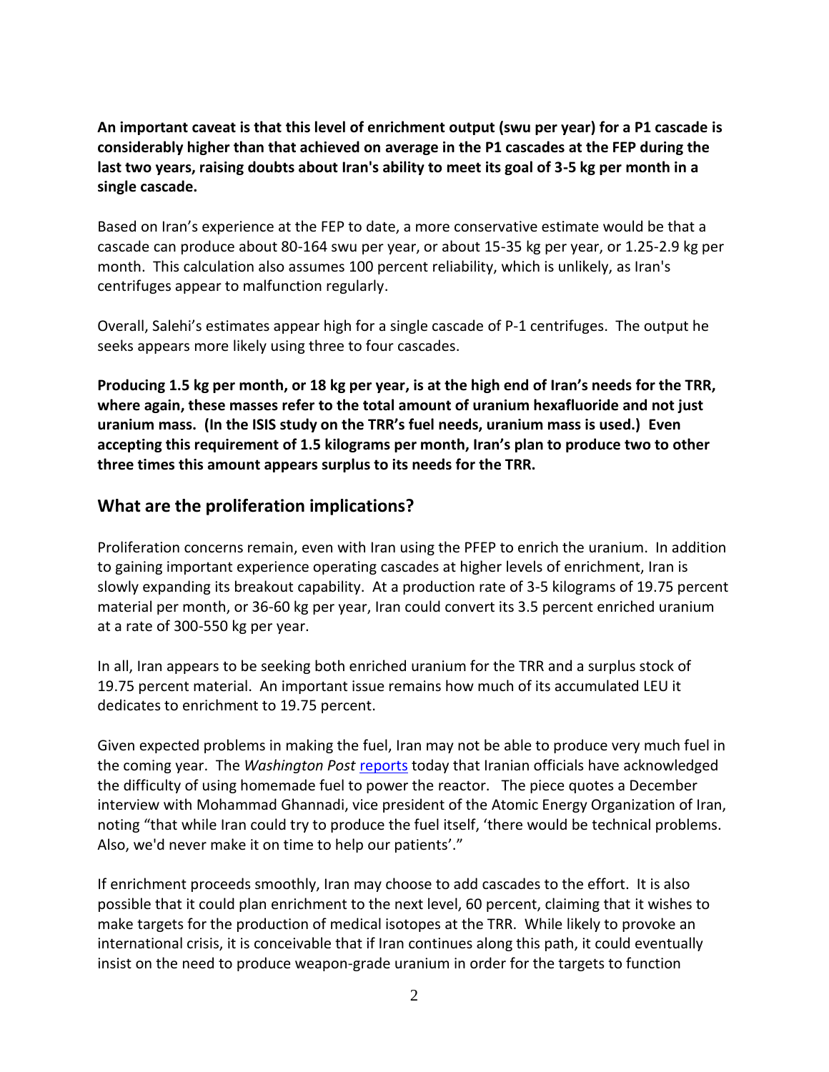**An important caveat is that this level of enrichment output (swu per year) for a P1 cascade is considerably higher than that achieved on average in the P1 cascades at the FEP during the last two years, raising doubts about Iran's ability to meet its goal of 3-5 kg per month in a single cascade.**

Based on Iran's experience at the FEP to date, a more conservative estimate would be that a cascade can produce about 80-164 swu per year, or about 15-35 kg per year, or 1.25-2.9 kg per month. This calculation also assumes 100 percent reliability, which is unlikely, as Iran's centrifuges appear to malfunction regularly.

Overall, Salehi's estimates appear high for a single cascade of P-1 centrifuges. The output he seeks appears more likely using three to four cascades.

**Producing 1.5 kg per month, or 18 kg per year, is at the high end of Iran's needs for the TRR, where again, these masses refer to the total amount of uranium hexafluoride and not just uranium mass. (In the ISIS study on the TRR's fuel needs, uranium mass is used.) Even accepting this requirement of 1.5 kilograms per month, Iran's plan to produce two to other three times this amount appears surplus to its needs for the TRR.**

## What are the proliferation implications?

Proliferation concerns remain, even with Iran using the PFEP to enrich the uranium. In addition to gaining important experience operating cascades at higher levels of enrichment, Iran is slowly expanding its breakout capability. At a production rate of 3-5 kilograms of 19.75 percent material per month, or 36-60 kg per year, Iran could convert its 3.5 percent enriched uranium at a rate of 300-550 kg per year.

In all, Iran appears to be seeking both enriched uranium for the TRR and a surplus stock of 19.75 percent material. An important issue remains how much of its accumulated LEU it dedicates to enrichment to 19.75 percent.

Given expected problems in making the fuel, Iran may not be able to produce very much fuel in the coming year. The *Washington Post* reports today that Iranian officials have acknowledged the difficulty of using homemade fuel to power the reactor. The piece quotes a December interview with Mohammad Ghannadi, vice president of the Atomic Energy Organization of Iran, noting "that while Iran could try to produce the fuel itself, 'there would be technical problems. Also, we'd never make it on time to help our patients'."

If enrichment proceeds smoothly, Iran may choose to add cascades to the effort. It is also possible that it could plan enrichment to the next level, 60 percent, claiming that it wishes to make targets for the production of medical isotopes at the TRR. While likely to provoke an international crisis, it is conceivable that if Iran continues along this path, it could eventually insist on the need to produce weapon-grade uranium in order for the targets to function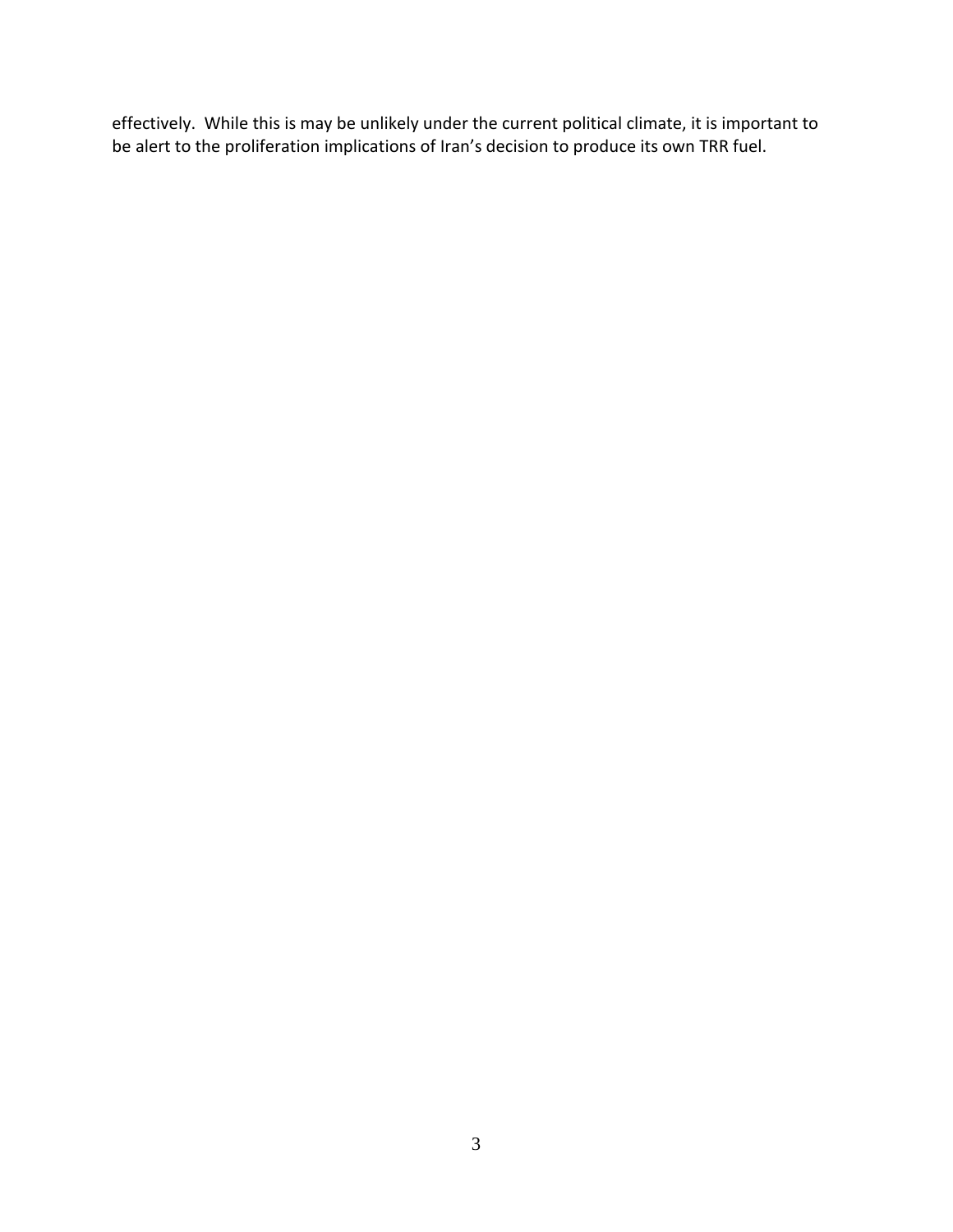effectively. While this is may be unlikely under the current political climate, it is important to be alert to the proliferation implications of Iran's decision to produce its own TRR fuel.